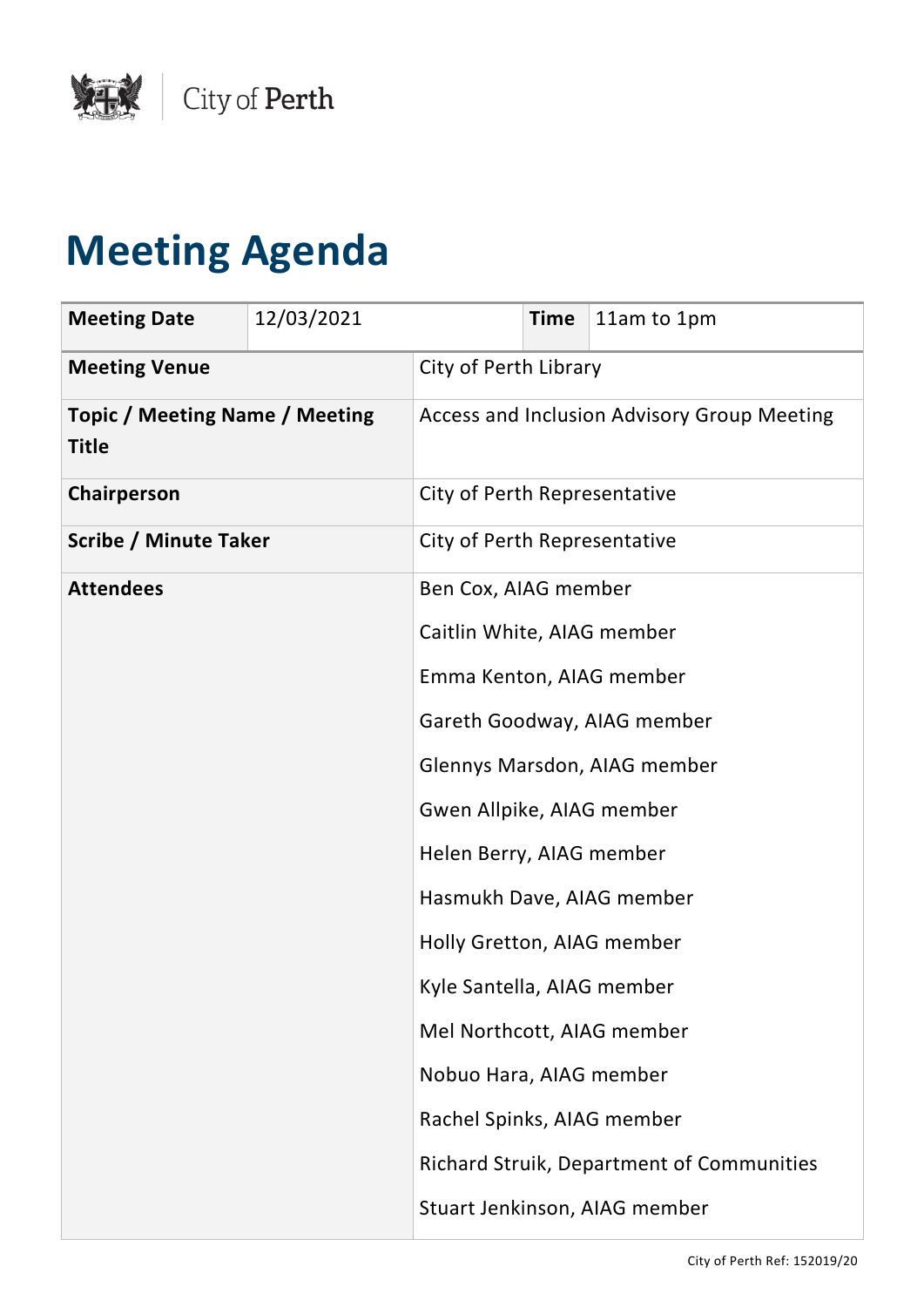City of Perth

# Meeting Agenda

| Meeting Date | 12/03/2021 | Time | 11am to 1pm |
|---|---|---|---|
| **Meeting Venue** | City of Perth Library | | |
| **Topic / Meeting Name / Meeting Title** | Access and Inclusion Advisory Group Meeting | | |
| **Chairperson** | City of Perth Representative | | |
| **Scribe / Minute Taker** | City of Perth Representative | | |
| **Attendees** | Ben Cox, AIAG member<br>Caitlin White, AIAG member<br>Emma Kenton, AIAG member<br>Gareth Goodway, AIAG member<br>Glennys Marsdon, AIAG member<br>Gwen Allpike, AIAG member<br>Helen Berry, AIAG member<br>Hasmukh Dave, AIAG member<br>Holly Gretton, AIAG member<br>Kyle Santella, AIAG member<br>Mel Northcott, AIAG member<br>Nobuo Hara, AIAG member<br>Rachel Spinks, AIAG member<br>Richard Struik, Department of Communities<br>Stuart Jenkinson, AIAG member | | |

City of Perth Ref: 152019/20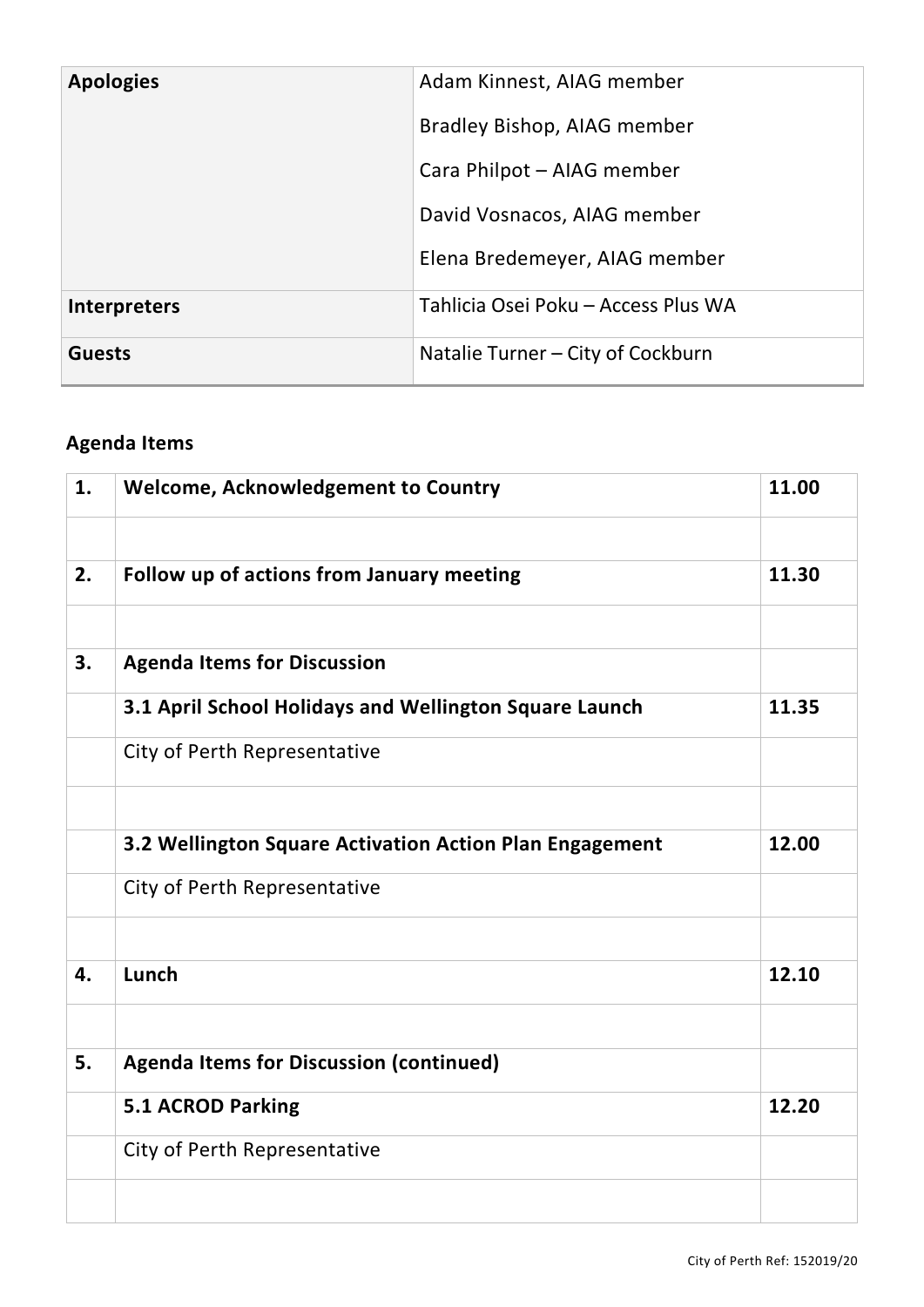| | |
|---|---|
| **Apologies** | Adam Kinnest, AIAG member<br>Bradley Bishop, AIAG member<br>Cara Philpot – AIAG member<br>David Vosnacos, AIAG member<br>Elena Bredemeyer, AIAG member |
| **Interpreters** | Tahlicia Osei Poku – Access Plus WA |
| **Guests** | Natalie Turner – City of Cockburn |

## Agenda Items

| | | |
|---|---|---|
| **1.** | **Welcome, Acknowledgement to Country** | **11.00** |
| | | |
| **2.** | **Follow up of actions from January meeting** | **11.30** |
| | | |
| **3.** | **Agenda Items for Discussion** | |
| | **3.1 April School Holidays and Wellington Square Launch** | **11.35** |
| | City of Perth Representative | |
| | | |
| | **3.2 Wellington Square Activation Action Plan Engagement** | **12.00** |
| | City of Perth Representative | |
| | | |
| **4.** | **Lunch** | **12.10** |
| | | |
| **5.** | **Agenda Items for Discussion (continued)** | |
| | **5.1 ACROD Parking** | **12.20** |
| | City of Perth Representative | |
| | | |

City of Perth Ref: 152019/20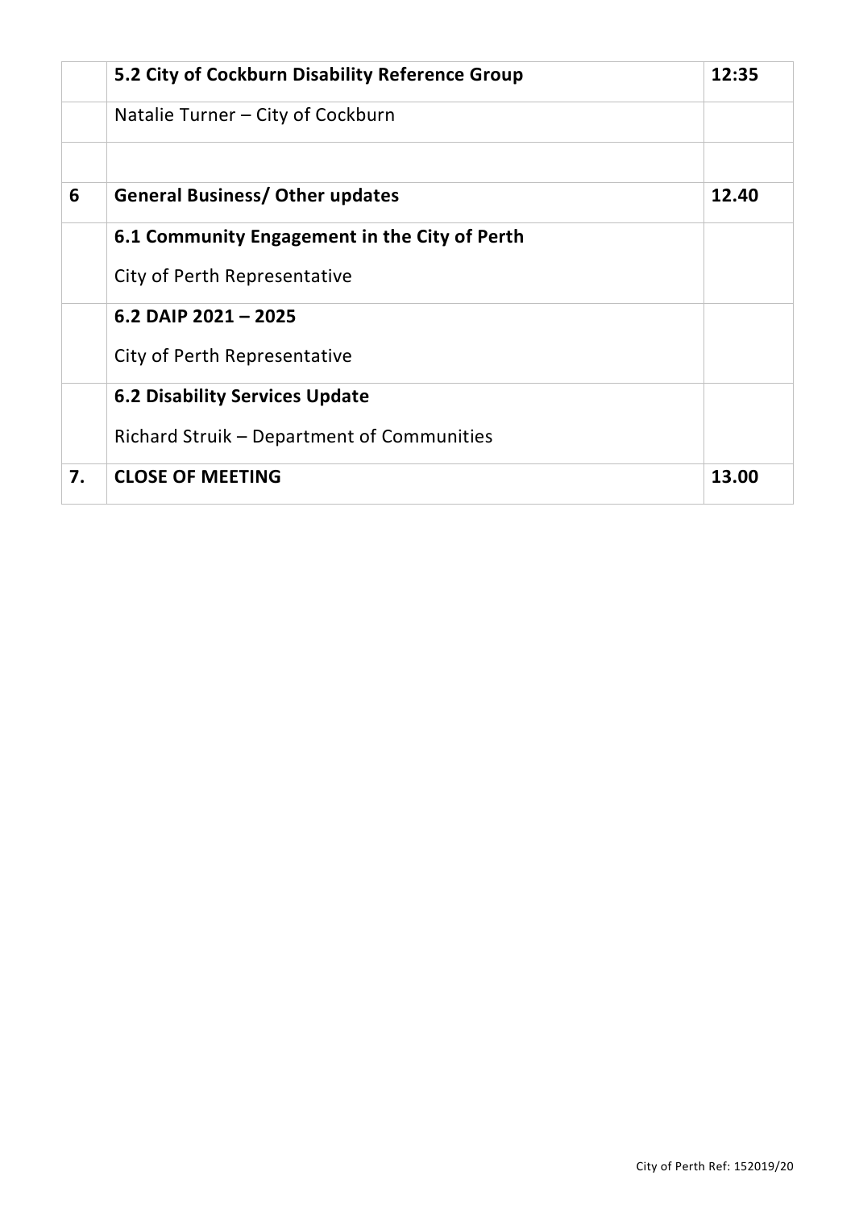| | | |
|---|---|---|
| | **5.2 City of Cockburn Disability Reference Group** | **12:35** |
| | Natalie Turner – City of Cockburn | |
| | | |
| **6** | **General Business/ Other updates** | **12.40** |
| | **6.1 Community Engagement in the City of Perth**<br><br>City of Perth Representative | |
| | **6.2 DAIP 2021 – 2025**<br><br>City of Perth Representative | |
| | **6.2 Disability Services Update**<br><br>Richard Struik – Department of Communities | |
| **7.** | **CLOSE OF MEETING** | **13.00** |

City of Perth Ref: 152019/20